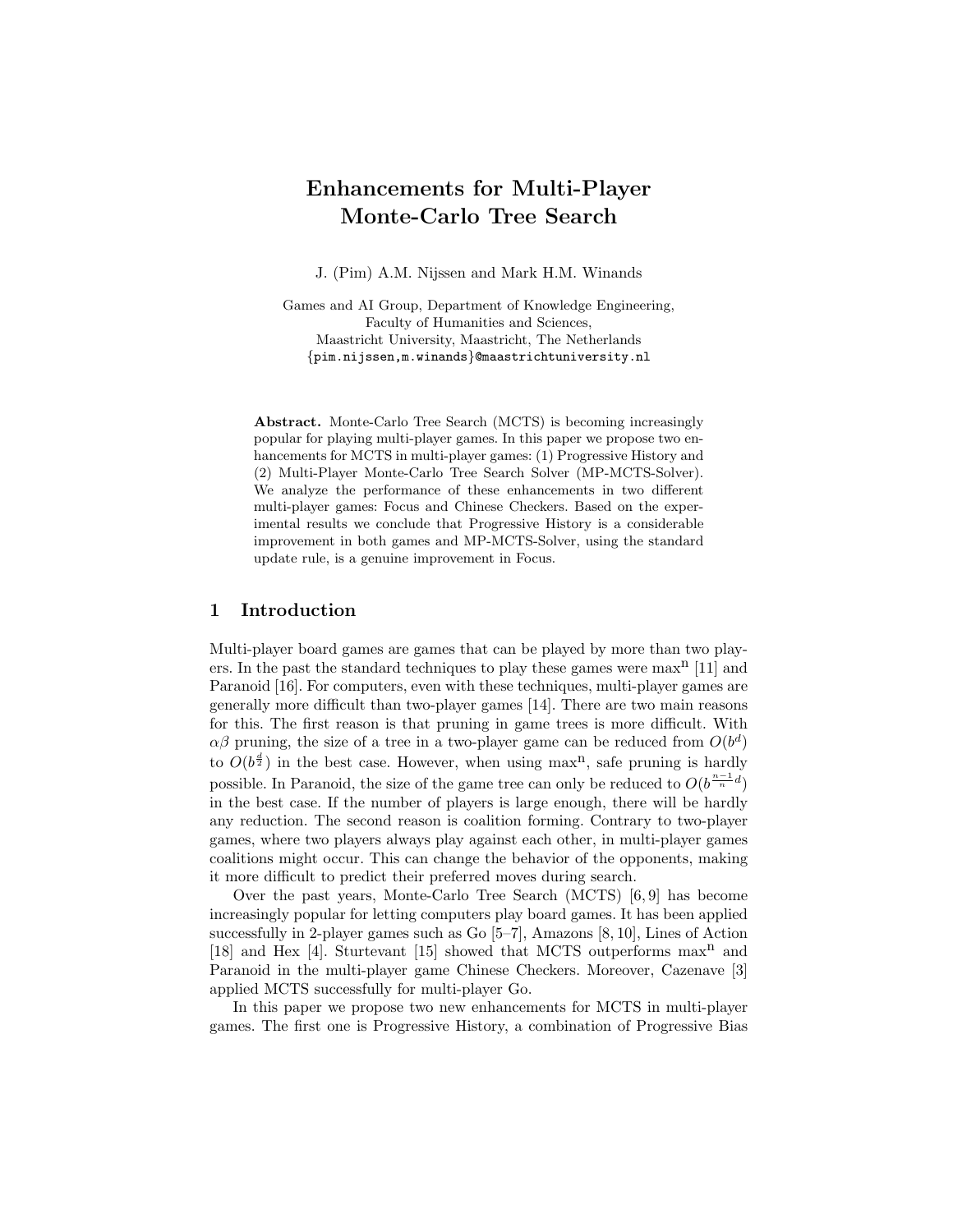# Enhancements for Multi-Player Monte-Carlo Tree Search

J. (Pim) A.M. Nijssen and Mark H.M. Winands

Games and AI Group, Department of Knowledge Engineering,
Faculty of Humanities and Sciences,
Maastricht University, Maastricht, The Netherlands
{pim.nijssen,m.winands}@maastrichtuniversity.nl

**Abstract.** Monte-Carlo Tree Search (MCTS) is becoming increasingly popular for playing multi-player games. In this paper we propose two enhancements for MCTS in multi-player games: (1) Progressive History and (2) Multi-Player Monte-Carlo Tree Search Solver (MP-MCTS-Solver). We analyze the performance of these enhancements in two different multi-player games: Focus and Chinese Checkers. Based on the experimental results we conclude that Progressive History is a considerable improvement in both games and MP-MCTS-Solver, using the standard update rule, is a genuine improvement in Focus.

## 1 Introduction

Multi-player board games are games that can be played by more than two players. In the past the standard techniques to play these games were max$^n$ [11] and Paranoid [16]. For computers, even with these techniques, multi-player games are generally more difficult than two-player games [14]. There are two main reasons for this. The first reason is that pruning in game trees is more difficult. With $\alpha\beta$ pruning, the size of a tree in a two-player game can be reduced from $O(b^d)$ to $O(b^{\frac{d}{2}})$ in the best case. However, when using max$^n$, safe pruning is hardly possible. In Paranoid, the size of the game tree can only be reduced to $O(b^{\frac{n-1}{n}d})$ in the best case. If the number of players is large enough, there will be hardly any reduction. The second reason is coalition forming. Contrary to two-player games, where two players always play against each other, in multi-player games coalitions might occur. This can change the behavior of the opponents, making it more difficult to predict their preferred moves during search.

Over the past years, Monte-Carlo Tree Search (MCTS) [6, 9] has become increasingly popular for letting computers play board games. It has been applied successfully in 2-player games such as Go [5–7], Amazons [8, 10], Lines of Action [18] and Hex [4]. Sturtevant [15] showed that MCTS outperforms max$^n$ and Paranoid in the multi-player game Chinese Checkers. Moreover, Cazenave [3] applied MCTS successfully for multi-player Go.

In this paper we propose two new enhancements for MCTS in multi-player games. The first one is Progressive History, a combination of Progressive Bias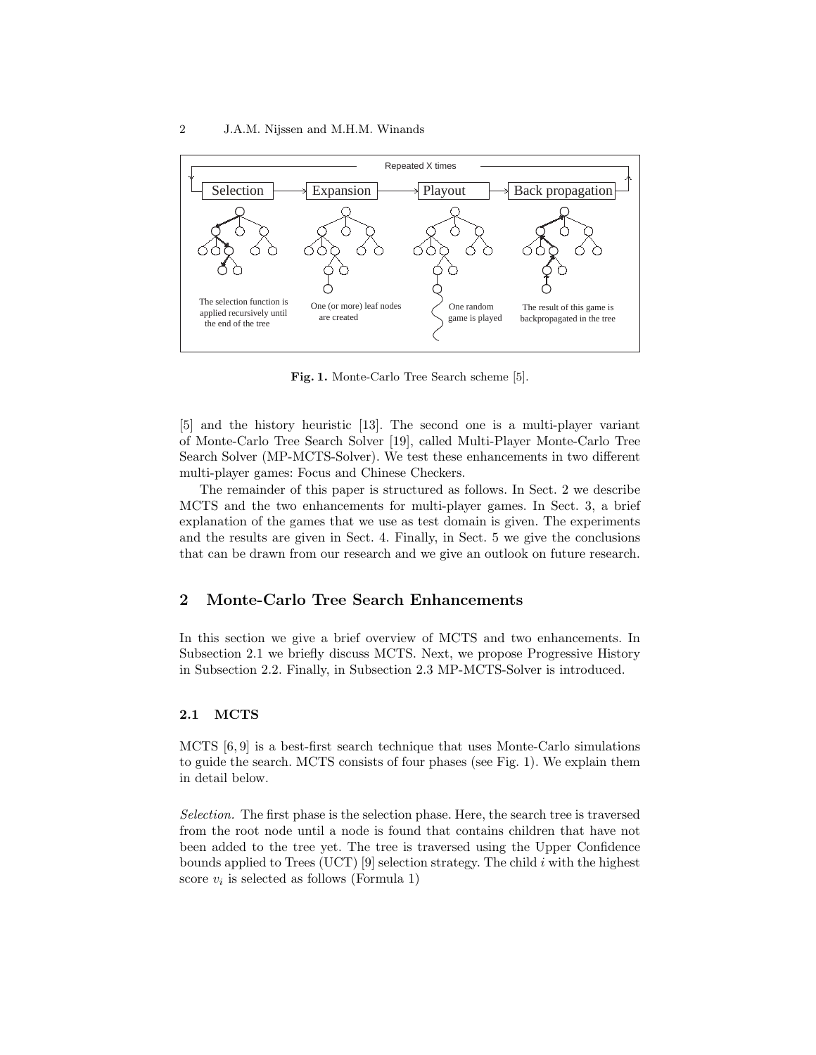**Fig. 1.** Monte-Carlo Tree Search scheme [5].

[5] and the history heuristic [13]. The second one is a multi-player variant of Monte-Carlo Tree Search Solver [19], called Multi-Player Monte-Carlo Tree Search Solver (MP-MCTS-Solver). We test these enhancements in two different multi-player games: Focus and Chinese Checkers.

The remainder of this paper is structured as follows. In Sect. 2 we describe MCTS and the two enhancements for multi-player games. In Sect. 3, a brief explanation of the games that we use as test domain is given. The experiments and the results are given in Sect. 4. Finally, in Sect. 5 we give the conclusions that can be drawn from our research and we give an outlook on future research.

## 2 Monte-Carlo Tree Search Enhancements

In this section we give a brief overview of MCTS and two enhancements. In Subsection 2.1 we briefly discuss MCTS. Next, we propose Progressive History in Subsection 2.2. Finally, in Subsection 2.3 MP-MCTS-Solver is introduced.

### 2.1 MCTS

MCTS [6, 9] is a best-first search technique that uses Monte-Carlo simulations to guide the search. MCTS consists of four phases (see Fig. 1). We explain them in detail below.

*Selection.* The first phase is the selection phase. Here, the search tree is traversed from the root node until a node is found that contains children that have not been added to the tree yet. The tree is traversed using the Upper Confidence bounds applied to Trees (UCT) [9] selection strategy. The child $i$ with the highest score $v_i$ is selected as follows (Formula 1)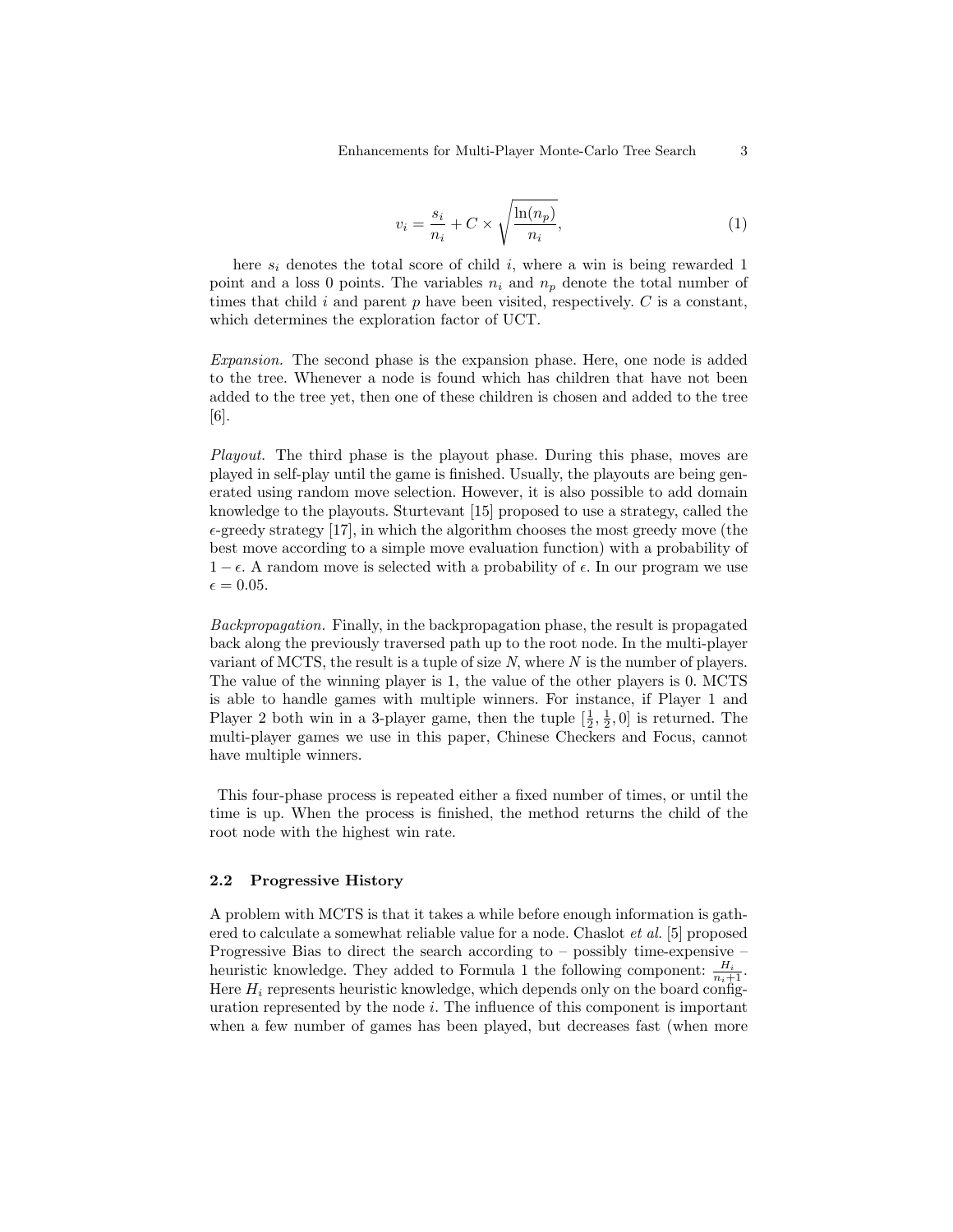$$v_i = \frac{s_i}{n_i} + C \times \sqrt{\frac{\ln(n_p)}{n_i}}, \tag{1}$$

here $s_i$ denotes the total score of child $i$, where a win is being rewarded 1 point and a loss 0 points. The variables $n_i$ and $n_p$ denote the total number of times that child $i$ and parent $p$ have been visited, respectively. $C$ is a constant, which determines the exploration factor of UCT.

*Expansion.* The second phase is the expansion phase. Here, one node is added to the tree. Whenever a node is found which has children that have not been added to the tree yet, then one of these children is chosen and added to the tree [6].

*Playout.* The third phase is the playout phase. During this phase, moves are played in self-play until the game is finished. Usually, the playouts are being generated using random move selection. However, it is also possible to add domain knowledge to the playouts. Sturtevant [15] proposed to use a strategy, called the $\epsilon$-greedy strategy [17], in which the algorithm chooses the most greedy move (the best move according to a simple move evaluation function) with a probability of $1 - \epsilon$. A random move is selected with a probability of $\epsilon$. In our program we use $\epsilon = 0.05$.

*Backpropagation.* Finally, in the backpropagation phase, the result is propagated back along the previously traversed path up to the root node. In the multi-player variant of MCTS, the result is a tuple of size *N*, where *N* is the number of players. The value of the winning player is 1, the value of the other players is 0. MCTS is able to handle games with multiple winners. For instance, if Player 1 and Player 2 both win in a 3-player game, then the tuple $[\frac{1}{2}, \frac{1}{2}, 0]$ is returned. The multi-player games we use in this paper, Chinese Checkers and Focus, cannot have multiple winners.

This four-phase process is repeated either a fixed number of times, or until the time is up. When the process is finished, the method returns the child of the root node with the highest win rate.

### 2.2 Progressive History

A problem with MCTS is that it takes a while before enough information is gathered to calculate a somewhat reliable value for a node. Chaslot *et al.* [5] proposed Progressive Bias to direct the search according to – possibly time-expensive – heuristic knowledge. They added to Formula 1 the following component: $\frac{H_i}{n_i+1}$. Here $H_i$ represents heuristic knowledge, which depends only on the board configuration represented by the node $i$. The influence of this component is important when a few number of games has been played, but decreases fast (when more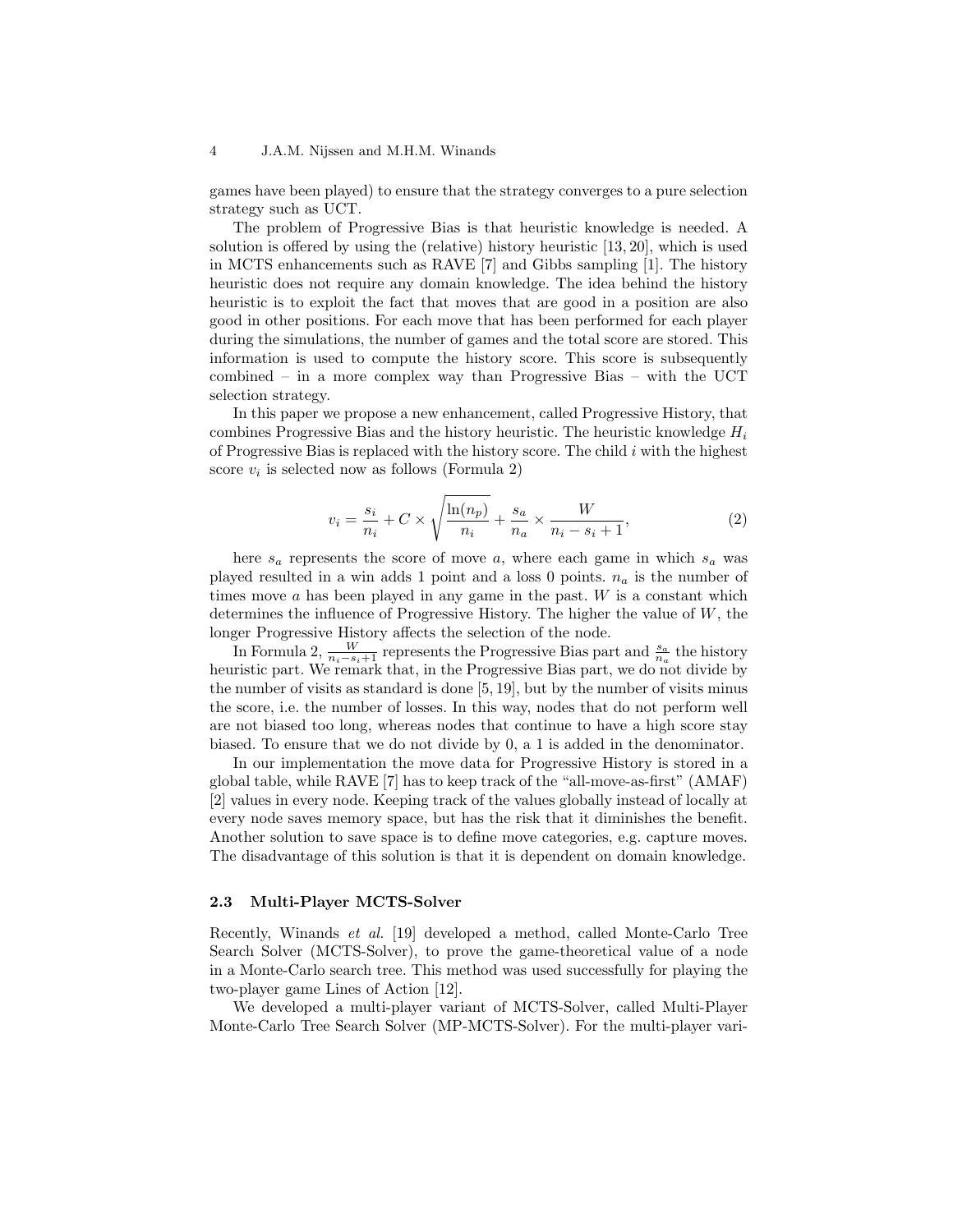games have been played) to ensure that the strategy converges to a pure selection strategy such as UCT.

The problem of Progressive Bias is that heuristic knowledge is needed. A solution is offered by using the (relative) history heuristic [13, 20], which is used in MCTS enhancements such as RAVE [7] and Gibbs sampling [1]. The history heuristic does not require any domain knowledge. The idea behind the history heuristic is to exploit the fact that moves that are good in a position are also good in other positions. For each move that has been performed for each player during the simulations, the number of games and the total score are stored. This information is used to compute the history score. This score is subsequently combined – in a more complex way than Progressive Bias – with the UCT selection strategy.

In this paper we propose a new enhancement, called Progressive History, that combines Progressive Bias and the history heuristic. The heuristic knowledge $H_i$ of Progressive Bias is replaced with the history score. The child $i$ with the highest score $v_i$ is selected now as follows (Formula 2)

$$v_i = \frac{s_i}{n_i} + C \times \sqrt{\frac{\ln(n_p)}{n_i}} + \frac{s_a}{n_a} \times \frac{W}{n_i - s_i + 1}, \tag{2}$$

here $s_a$ represents the score of move $a$, where each game in which $s_a$ was played resulted in a win adds 1 point and a loss 0 points. $n_a$ is the number of times move $a$ has been played in any game in the past. $W$ is a constant which determines the influence of Progressive History. The higher the value of $W$, the longer Progressive History affects the selection of the node.

In Formula 2, $\frac{W}{n_i - s_i + 1}$ represents the Progressive Bias part and $\frac{s_a}{n_a}$ the history heuristic part. We remark that, in the Progressive Bias part, we do not divide by the number of visits as standard is done [5, 19], but by the number of visits minus the score, i.e. the number of losses. In this way, nodes that do not perform well are not biased too long, whereas nodes that continue to have a high score stay biased. To ensure that we do not divide by 0, a 1 is added in the denominator.

In our implementation the move data for Progressive History is stored in a global table, while RAVE [7] has to keep track of the "all-move-as-first" (AMAF) [2] values in every node. Keeping track of the values globally instead of locally at every node saves memory space, but has the risk that it diminishes the benefit. Another solution to save space is to define move categories, e.g. capture moves. The disadvantage of this solution is that it is dependent on domain knowledge.

### 2.3 Multi-Player MCTS-Solver

Recently, Winands *et al.* [19] developed a method, called Monte-Carlo Tree Search Solver (MCTS-Solver), to prove the game-theoretical value of a node in a Monte-Carlo search tree. This method was used successfully for playing the two-player game Lines of Action [12].

We developed a multi-player variant of MCTS-Solver, called Multi-Player Monte-Carlo Tree Search Solver (MP-MCTS-Solver). For the multi-player vari-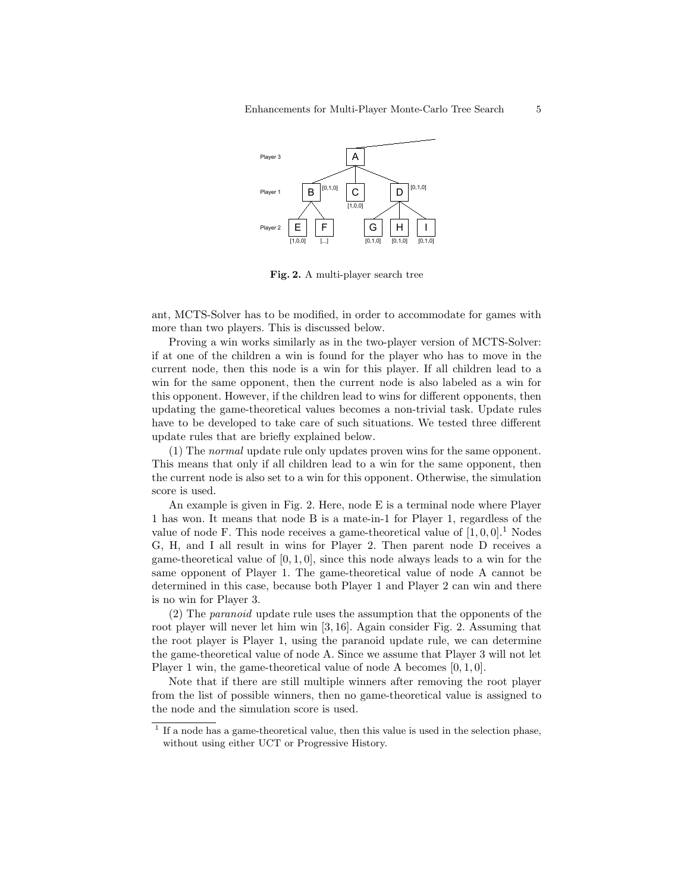Fig. 2. A multi-player search tree

ant, MCTS-Solver has to be modified, in order to accommodate for games with more than two players. This is discussed below.

Proving a win works similarly as in the two-player version of MCTS-Solver: if at one of the children a win is found for the player who has to move in the current node, then this node is a win for this player. If all children lead to a win for the same opponent, then the current node is also labeled as a win for this opponent. However, if the children lead to wins for different opponents, then updating the game-theoretical values becomes a non-trivial task. Update rules have to be developed to take care of such situations. We tested three different update rules that are briefly explained below.

(1) The *normal* update rule only updates proven wins for the same opponent. This means that only if all children lead to a win for the same opponent, then the current node is also set to a win for this opponent. Otherwise, the simulation score is used.

An example is given in Fig. 2. Here, node E is a terminal node where Player 1 has won. It means that node B is a mate-in-1 for Player 1, regardless of the value of node F. This node receives a game-theoretical value of $[1, 0, 0]$.[1] Nodes G, H, and I all result in wins for Player 2. Then parent node D receives a game-theoretical value of $[0, 1, 0]$, since this node always leads to a win for the same opponent of Player 1. The game-theoretical value of node A cannot be determined in this case, because both Player 1 and Player 2 can win and there is no win for Player 3.

(2) The *paranoid* update rule uses the assumption that the opponents of the root player will never let him win [3, 16]. Again consider Fig. 2. Assuming that the root player is Player 1, using the paranoid update rule, we can determine the game-theoretical value of node A. Since we assume that Player 3 will not let Player 1 win, the game-theoretical value of node A becomes $[0, 1, 0]$.

Note that if there are still multiple winners after removing the root player from the list of possible winners, then no game-theoretical value is assigned to the node and the simulation score is used.

[1] If a node has a game-theoretical value, then this value is used in the selection phase, without using either UCT or Progressive History.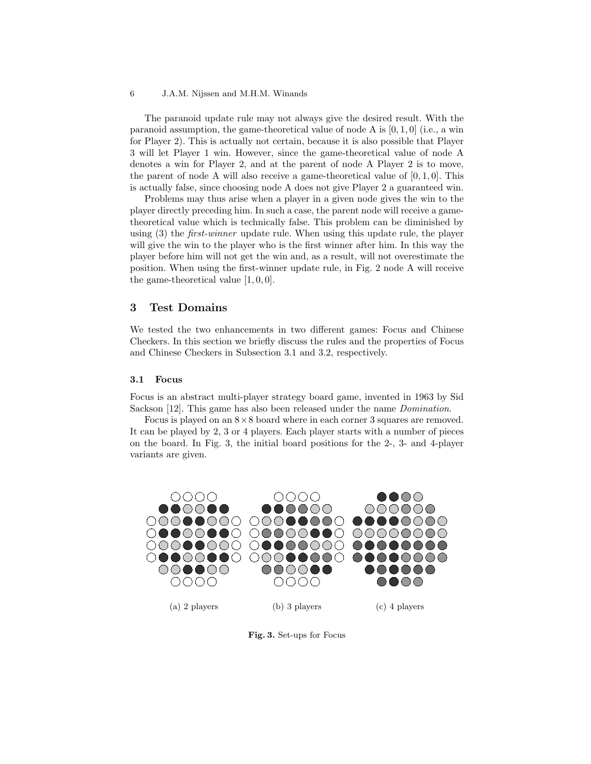The paranoid update rule may not always give the desired result. With the paranoid assumption, the game-theoretical value of node A is $[0, 1, 0]$ (i.e., a win for Player 2). This is actually not certain, because it is also possible that Player 3 will let Player 1 win. However, since the game-theoretical value of node A denotes a win for Player 2, and at the parent of node A Player 2 is to move, the parent of node A will also receive a game-theoretical value of $[0, 1, 0]$. This is actually false, since choosing node A does not give Player 2 a guaranteed win.

Problems may thus arise when a player in a given node gives the win to the player directly preceding him. In such a case, the parent node will receive a game-theoretical value which is technically false. This problem can be diminished by using (3) the *first-winner* update rule. When using this update rule, the player will give the win to the player who is the first winner after him. In this way the player before him will not get the win and, as a result, will not overestimate the position. When using the first-winner update rule, in Fig. 2 node A will receive the game-theoretical value $[1, 0, 0]$.

## 3 Test Domains

We tested the two enhancements in two different games: Focus and Chinese Checkers. In this section we briefly discuss the rules and the properties of Focus and Chinese Checkers in Subsection 3.1 and 3.2, respectively.

### 3.1 Focus

Focus is an abstract multi-player strategy board game, invented in 1963 by Sid Sackson [12]. This game has also been released under the name *Domination*.

Focus is played on an $8 \times 8$ board where in each corner 3 squares are removed. It can be played by 2, 3 or 4 players. Each player starts with a number of pieces on the board. In Fig. 3, the initial board positions for the 2-, 3- and 4-player variants are given.

(a) 2 players (b) 3 players (c) 4 players

**Fig. 3.** Set-ups for Focus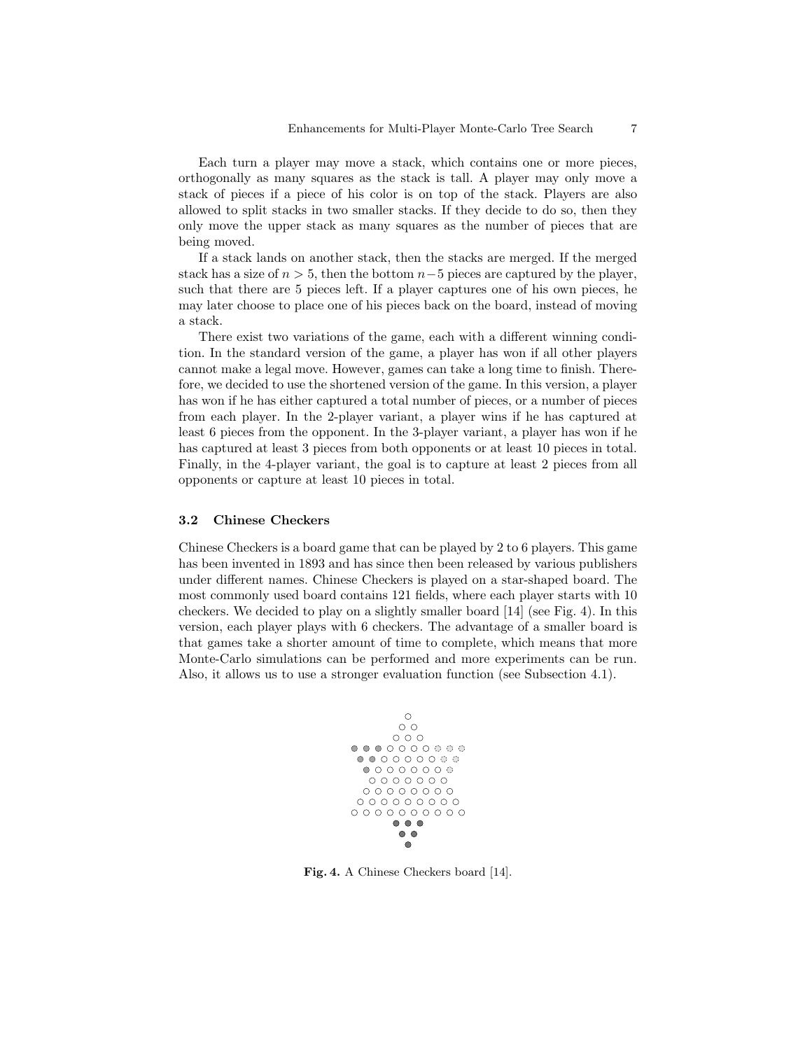Each turn a player may move a stack, which contains one or more pieces, orthogonally as many squares as the stack is tall. A player may only move a stack of pieces if a piece of his color is on top of the stack. Players are also allowed to split stacks in two smaller stacks. If they decide to do so, then they only move the upper stack as many squares as the number of pieces that are being moved.

If a stack lands on another stack, then the stacks are merged. If the merged stack has a size of $n > 5$, then the bottom $n-5$ pieces are captured by the player, such that there are 5 pieces left. If a player captures one of his own pieces, he may later choose to place one of his pieces back on the board, instead of moving a stack.

There exist two variations of the game, each with a different winning condition. In the standard version of the game, a player has won if all other players cannot make a legal move. However, games can take a long time to finish. Therefore, we decided to use the shortened version of the game. In this version, a player has won if he has either captured a total number of pieces, or a number of pieces from each player. In the 2-player variant, a player wins if he has captured at least 6 pieces from the opponent. In the 3-player variant, a player has won if he has captured at least 3 pieces from both opponents or at least 10 pieces in total. Finally, in the 4-player variant, the goal is to capture at least 2 pieces from all opponents or capture at least 10 pieces in total.

### 3.2 Chinese Checkers

Chinese Checkers is a board game that can be played by 2 to 6 players. This game has been invented in 1893 and has since then been released by various publishers under different names. Chinese Checkers is played on a star-shaped board. The most commonly used board contains 121 fields, where each player starts with 10 checkers. We decided to play on a slightly smaller board [14] (see Fig. 4). In this version, each player plays with 6 checkers. The advantage of a smaller board is that games take a shorter amount of time to complete, which means that more Monte-Carlo simulations can be performed and more experiments can be run. Also, it allows us to use a stronger evaluation function (see Subsection 4.1).

**Fig. 4.** A Chinese Checkers board [14].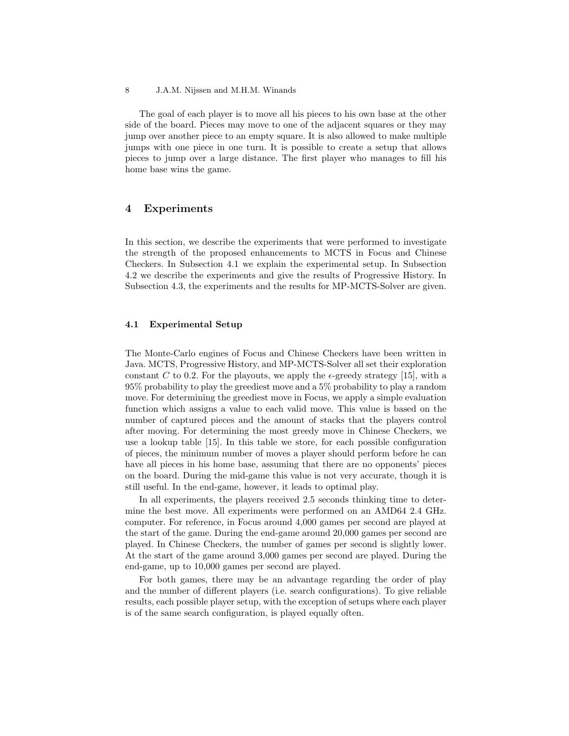The goal of each player is to move all his pieces to his own base at the other side of the board. Pieces may move to one of the adjacent squares or they may jump over another piece to an empty square. It is also allowed to make multiple jumps with one piece in one turn. It is possible to create a setup that allows pieces to jump over a large distance. The first player who manages to fill his home base wins the game.

## 4 Experiments

In this section, we describe the experiments that were performed to investigate the strength of the proposed enhancements to MCTS in Focus and Chinese Checkers. In Subsection 4.1 we explain the experimental setup. In Subsection 4.2 we describe the experiments and give the results of Progressive History. In Subsection 4.3, the experiments and the results for MP-MCTS-Solver are given.

### 4.1 Experimental Setup

The Monte-Carlo engines of Focus and Chinese Checkers have been written in Java. MCTS, Progressive History, and MP-MCTS-Solver all set their exploration constant $C$ to 0.2. For the playouts, we apply the $\epsilon$-greedy strategy [15], with a 95% probability to play the greediest move and a 5% probability to play a random move. For determining the greediest move in Focus, we apply a simple evaluation function which assigns a value to each valid move. This value is based on the number of captured pieces and the amount of stacks that the players control after moving. For determining the most greedy move in Chinese Checkers, we use a lookup table [15]. In this table we store, for each possible configuration of pieces, the minimum number of moves a player should perform before he can have all pieces in his home base, assuming that there are no opponents' pieces on the board. During the mid-game this value is not very accurate, though it is still useful. In the end-game, however, it leads to optimal play.

In all experiments, the players received 2.5 seconds thinking time to determine the best move. All experiments were performed on an AMD64 2.4 GHz. computer. For reference, in Focus around 4,000 games per second are played at the start of the game. During the end-game around 20,000 games per second are played. In Chinese Checkers, the number of games per second is slightly lower. At the start of the game around 3,000 games per second are played. During the end-game, up to 10,000 games per second are played.

For both games, there may be an advantage regarding the order of play and the number of different players (i.e. search configurations). To give reliable results, each possible player setup, with the exception of setups where each player is of the same search configuration, is played equally often.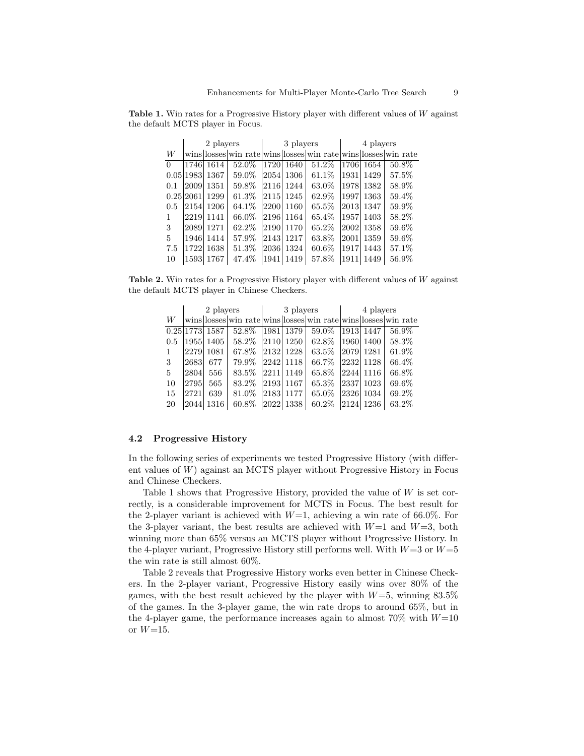**Table 1.** Win rates for a Progressive History player with different values of $W$ against the default MCTS player in Focus.

| | 2 players | | | 3 players | | | 4 players | | |
|---|---|---|---|---|---|---|---|---|---|
| $W$ | wins | losses | win rate | wins | losses | win rate | wins | losses | win rate |
| 0 | 1746 | 1614 | 52.0% | 1720 | 1640 | 51.2% | 1706 | 1654 | 50.8% |
| 0.05 | 1983 | 1367 | 59.0% | 2054 | 1306 | 61.1% | 1931 | 1429 | 57.5% |
| 0.1 | 2009 | 1351 | 59.8% | 2116 | 1244 | 63.0% | 1978 | 1382 | 58.9% |
| 0.25 | 2061 | 1299 | 61.3% | 2115 | 1245 | 62.9% | 1997 | 1363 | 59.4% |
| 0.5 | 2154 | 1206 | 64.1% | 2200 | 1160 | 65.5% | 2013 | 1347 | 59.9% |
| 1 | 2219 | 1141 | 66.0% | 2196 | 1164 | 65.4% | 1957 | 1403 | 58.2% |
| 3 | 2089 | 1271 | 62.2% | 2190 | 1170 | 65.2% | 2002 | 1358 | 59.6% |
| 5 | 1946 | 1414 | 57.9% | 2143 | 1217 | 63.8% | 2001 | 1359 | 59.6% |
| 7.5 | 1722 | 1638 | 51.3% | 2036 | 1324 | 60.6% | 1917 | 1443 | 57.1% |
| 10 | 1593 | 1767 | 47.4% | 1941 | 1419 | 57.8% | 1911 | 1449 | 56.9% |

**Table 2.** Win rates for a Progressive History player with different values of $W$ against the default MCTS player in Chinese Checkers.

| | 2 players | | | 3 players | | | 4 players | | |
|---|---|---|---|---|---|---|---|---|---|
| $W$ | wins | losses | win rate | wins | losses | win rate | wins | losses | win rate |
| 0.25 | 1773 | 1587 | 52.8% | 1981 | 1379 | 59.0% | 1913 | 1447 | 56.9% |
| 0.5 | 1955 | 1405 | 58.2% | 2110 | 1250 | 62.8% | 1960 | 1400 | 58.3% |
| 1 | 2279 | 1081 | 67.8% | 2132 | 1228 | 63.5% | 2079 | 1281 | 61.9% |
| 3 | 2683 | 677 | 79.9% | 2242 | 1118 | 66.7% | 2232 | 1128 | 66.4% |
| 5 | 2804 | 556 | 83.5% | 2211 | 1149 | 65.8% | 2244 | 1116 | 66.8% |
| 10 | 2795 | 565 | 83.2% | 2193 | 1167 | 65.3% | 2337 | 1023 | 69.6% |
| 15 | 2721 | 639 | 81.0% | 2183 | 1177 | 65.0% | 2326 | 1034 | 69.2% |
| 20 | 2044 | 1316 | 60.8% | 2022 | 1338 | 60.2% | 2124 | 1236 | 63.2% |

### 4.2 Progressive History

In the following series of experiments we tested Progressive History (with different values of $W$) against an MCTS player without Progressive History in Focus and Chinese Checkers.

Table 1 shows that Progressive History, provided the value of $W$ is set correctly, is a considerable improvement for MCTS in Focus. The best result for the 2-player variant is achieved with $W$=1, achieving a win rate of 66.0%. For the 3-player variant, the best results are achieved with $W$=1 and $W$=3, both winning more than 65% versus an MCTS player without Progressive History. In the 4-player variant, Progressive History still performs well. With $W$=3 or $W$=5 the win rate is still almost 60%.

Table 2 reveals that Progressive History works even better in Chinese Checkers. In the 2-player variant, Progressive History easily wins over 80% of the games, with the best result achieved by the player with $W$=5, winning 83.5% of the games. In the 3-player game, the win rate drops to around 65%, but in the 4-player game, the performance increases again to almost 70% with $W$=10 or $W$=15.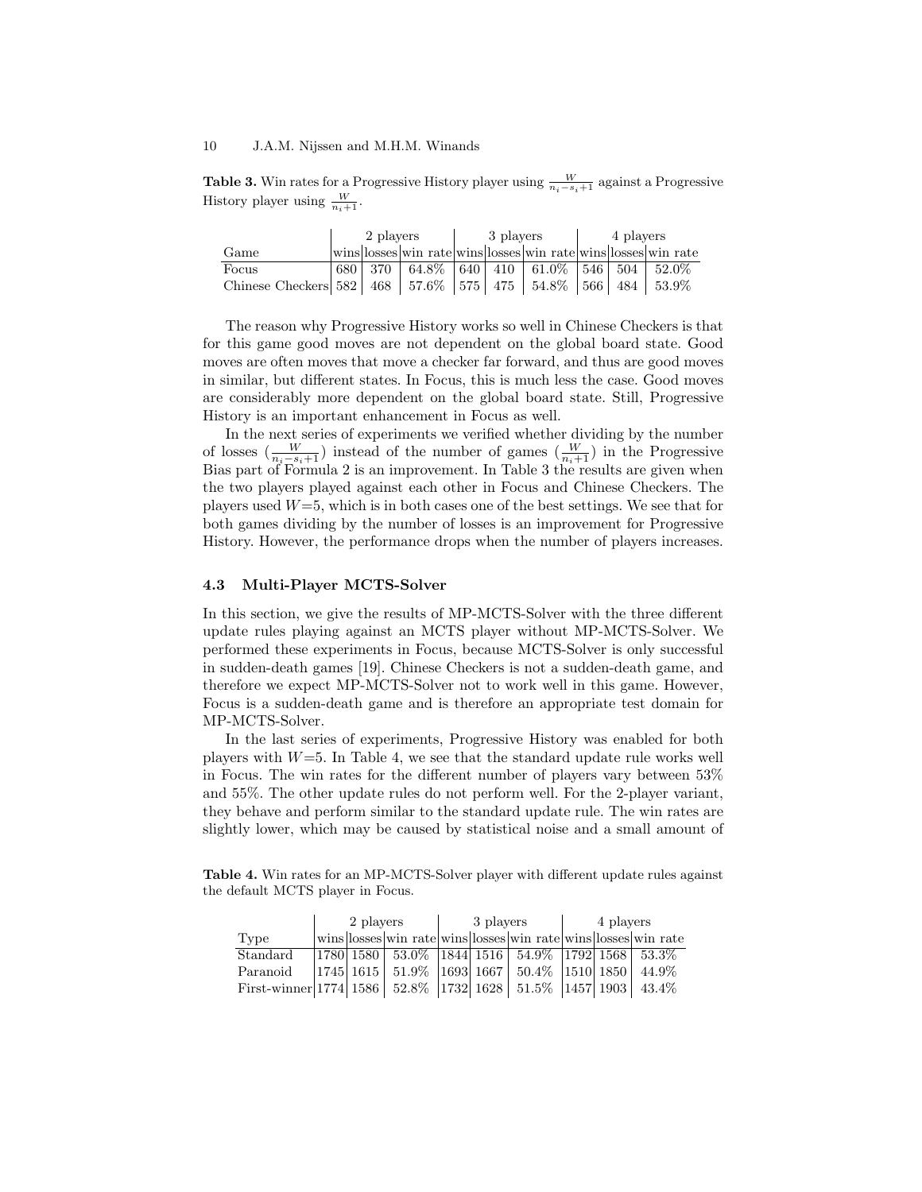**Table 3.** Win rates for a Progressive History player using $\frac{W}{n_i - s_i + 1}$ against a Progressive History player using $\frac{W}{n_i + 1}$.

| | 2 players | | | 3 players | | | 4 players | | |
|---|---|---|---|---|---|---|---|---|---|
| Game | wins | losses | win rate | wins | losses | win rate | wins | losses | win rate |
| Focus | 680 | 370 | 64.8% | 640 | 410 | 61.0% | 546 | 504 | 52.0% |
| Chinese Checkers | 582 | 468 | 57.6% | 575 | 475 | 54.8% | 566 | 484 | 53.9% |

The reason why Progressive History works so well in Chinese Checkers is that for this game good moves are not dependent on the global board state. Good moves are often moves that move a checker far forward, and thus are good moves in similar, but different states. In Focus, this is much less the case. Good moves are considerably more dependent on the global board state. Still, Progressive History is an important enhancement in Focus as well.

In the next series of experiments we verified whether dividing by the number of losses ($\frac{W}{n_i - s_i + 1}$) instead of the number of games ($\frac{W}{n_i + 1}$) in the Progressive Bias part of Formula 2 is an improvement. In Table 3 the results are given when the two players played against each other in Focus and Chinese Checkers. The players used $W$=5, which is in both cases one of the best settings. We see that for both games dividing by the number of losses is an improvement for Progressive History. However, the performance drops when the number of players increases.

### 4.3 Multi-Player MCTS-Solver

In this section, we give the results of MP-MCTS-Solver with the three different update rules playing against an MCTS player without MP-MCTS-Solver. We performed these experiments in Focus, because MCTS-Solver is only successful in sudden-death games [19]. Chinese Checkers is not a sudden-death game, and therefore we expect MP-MCTS-Solver not to work well in this game. However, Focus is a sudden-death game and is therefore an appropriate test domain for MP-MCTS-Solver.

In the last series of experiments, Progressive History was enabled for both players with $W$=5. In Table 4, we see that the standard update rule works well in Focus. The win rates for the different number of players vary between 53% and 55%. The other update rules do not perform well. For the 2-player variant, they behave and perform similar to the standard update rule. The win rates are slightly lower, which may be caused by statistical noise and a small amount of

**Table 4.** Win rates for an MP-MCTS-Solver player with different update rules against the default MCTS player in Focus.

| | 2 players | | | 3 players | | | 4 players | | |
|---|---|---|---|---|---|---|---|---|---|
| Type | wins | losses | win rate | wins | losses | win rate | wins | losses | win rate |
| Standard | 1780 | 1580 | 53.0% | 1844 | 1516 | 54.9% | 1792 | 1568 | 53.3% |
| Paranoid | 1745 | 1615 | 51.9% | 1693 | 1667 | 50.4% | 1510 | 1850 | 44.9% |
| First-winner | 1774 | 1586 | 52.8% | 1732 | 1628 | 51.5% | 1457 | 1903 | 43.4% |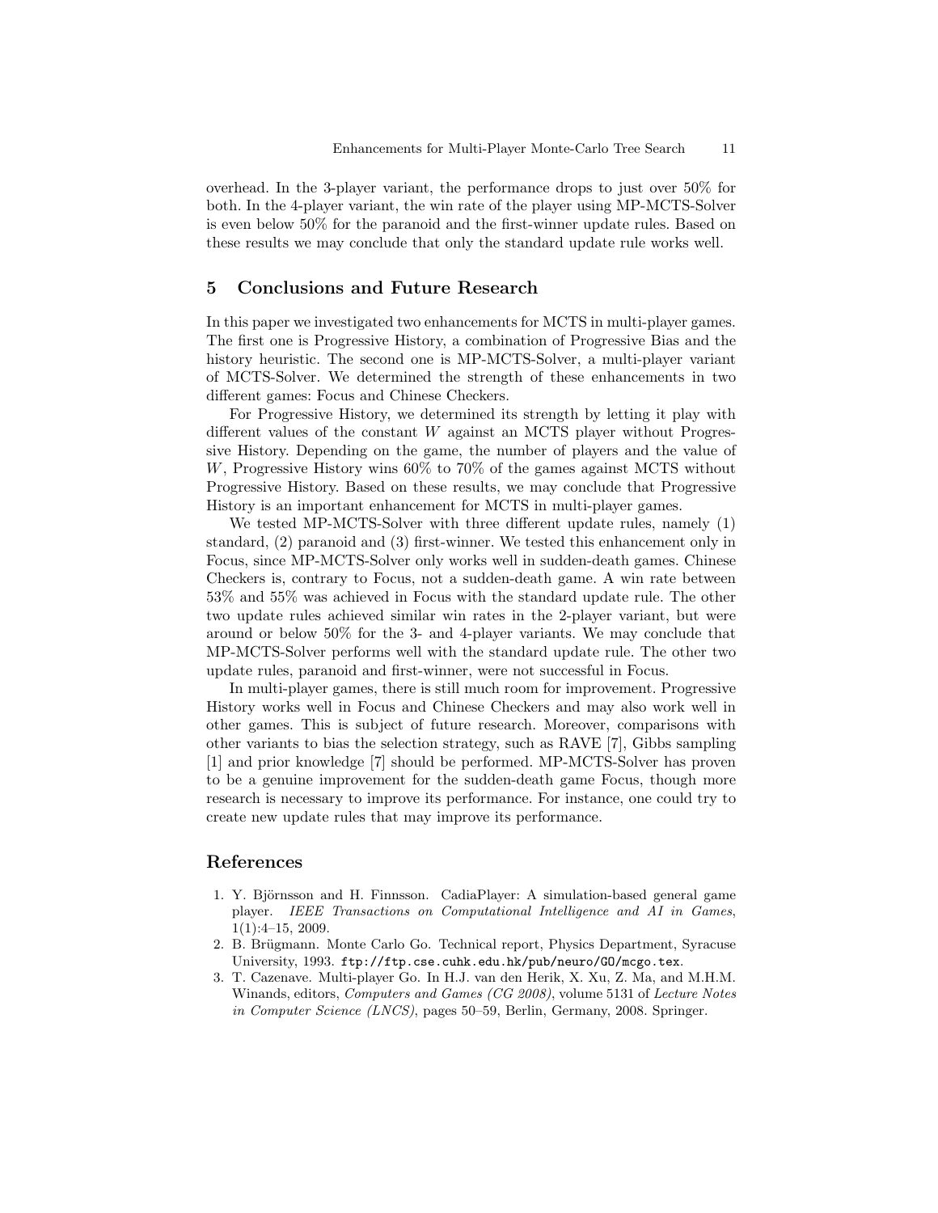overhead. In the 3-player variant, the performance drops to just over 50% for both. In the 4-player variant, the win rate of the player using MP-MCTS-Solver is even below 50% for the paranoid and the first-winner update rules. Based on these results we may conclude that only the standard update rule works well.

## 5 Conclusions and Future Research

In this paper we investigated two enhancements for MCTS in multi-player games. The first one is Progressive History, a combination of Progressive Bias and the history heuristic. The second one is MP-MCTS-Solver, a multi-player variant of MCTS-Solver. We determined the strength of these enhancements in two different games: Focus and Chinese Checkers.

For Progressive History, we determined its strength by letting it play with different values of the constant $W$ against an MCTS player without Progressive History. Depending on the game, the number of players and the value of $W$, Progressive History wins 60% to 70% of the games against MCTS without Progressive History. Based on these results, we may conclude that Progressive History is an important enhancement for MCTS in multi-player games.

We tested MP-MCTS-Solver with three different update rules, namely (1) standard, (2) paranoid and (3) first-winner. We tested this enhancement only in Focus, since MP-MCTS-Solver only works well in sudden-death games. Chinese Checkers is, contrary to Focus, not a sudden-death game. A win rate between 53% and 55% was achieved in Focus with the standard update rule. The other two update rules achieved similar win rates in the 2-player variant, but were around or below 50% for the 3- and 4-player variants. We may conclude that MP-MCTS-Solver performs well with the standard update rule. The other two update rules, paranoid and first-winner, were not successful in Focus.

In multi-player games, there is still much room for improvement. Progressive History works well in Focus and Chinese Checkers and may also work well in other games. This is subject of future research. Moreover, comparisons with other variants to bias the selection strategy, such as RAVE [7], Gibbs sampling [1] and prior knowledge [7] should be performed. MP-MCTS-Solver has proven to be a genuine improvement for the sudden-death game Focus, though more research is necessary to improve its performance. For instance, one could try to create new update rules that may improve its performance.

## References

1. Y. Björnsson and H. Finnsson. CadiaPlayer: A simulation-based general game player. *IEEE Transactions on Computational Intelligence and AI in Games*, 1(1):4–15, 2009.
2. B. Brügmann. Monte Carlo Go. Technical report, Physics Department, Syracuse University, 1993. `ftp://ftp.cse.cuhk.edu.hk/pub/neuro/GO/mcgo.tex`.
3. T. Cazenave. Multi-player Go. In H.J. van den Herik, X. Xu, Z. Ma, and M.H.M. Winands, editors, *Computers and Games (CG 2008)*, volume 5131 of *Lecture Notes in Computer Science (LNCS)*, pages 50–59, Berlin, Germany, 2008. Springer.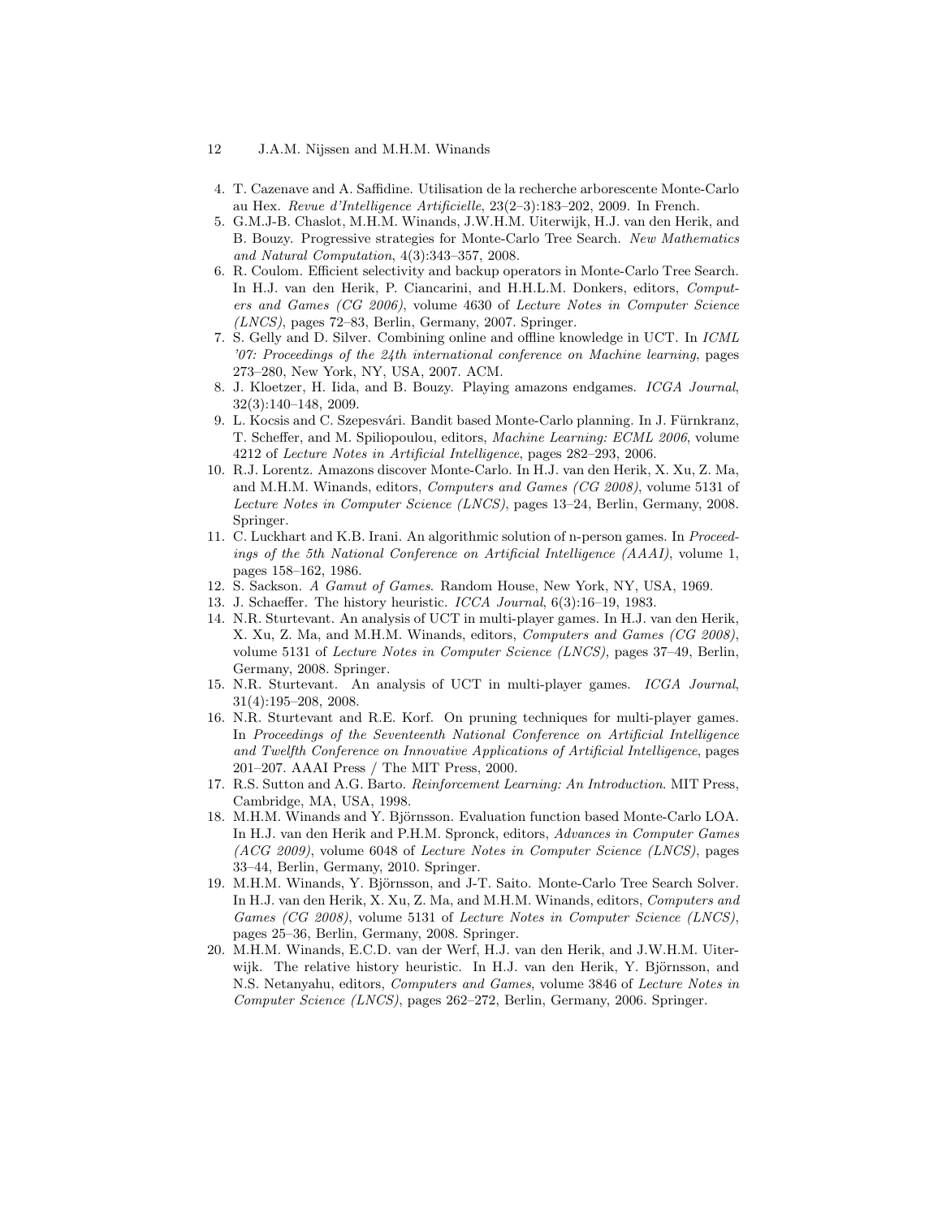4. T. Cazenave and A. Saffidine. Utilisation de la recherche arborescente Monte-Carlo au Hex. *Revue d'Intelligence Artificielle*, 23(2–3):183–202, 2009. In French.
5. G.M.J-B. Chaslot, M.H.M. Winands, J.W.H.M. Uiterwijk, H.J. van den Herik, and B. Bouzy. Progressive strategies for Monte-Carlo Tree Search. *New Mathematics and Natural Computation*, 4(3):343–357, 2008.
6. R. Coulom. Efficient selectivity and backup operators in Monte-Carlo Tree Search. In H.J. van den Herik, P. Ciancarini, and H.H.L.M. Donkers, editors, *Computers and Games (CG 2006)*, volume 4630 of *Lecture Notes in Computer Science (LNCS)*, pages 72–83, Berlin, Germany, 2007. Springer.
7. S. Gelly and D. Silver. Combining online and offline knowledge in UCT. In *ICML '07: Proceedings of the 24th international conference on Machine learning*, pages 273–280, New York, NY, USA, 2007. ACM.
8. J. Kloetzer, H. Iida, and B. Bouzy. Playing amazons endgames. *ICGA Journal*, 32(3):140–148, 2009.
9. L. Kocsis and C. Szepesvári. Bandit based Monte-Carlo planning. In J. Fürnkranz, T. Scheffer, and M. Spiliopoulou, editors, *Machine Learning: ECML 2006*, volume 4212 of *Lecture Notes in Artificial Intelligence*, pages 282–293, 2006.
10. R.J. Lorentz. Amazons discover Monte-Carlo. In H.J. van den Herik, X. Xu, Z. Ma, and M.H.M. Winands, editors, *Computers and Games (CG 2008)*, volume 5131 of *Lecture Notes in Computer Science (LNCS)*, pages 13–24, Berlin, Germany, 2008. Springer.
11. C. Luckhart and K.B. Irani. An algorithmic solution of n-person games. In *Proceedings of the 5th National Conference on Artificial Intelligence (AAAI)*, volume 1, pages 158–162, 1986.
12. S. Sackson. *A Gamut of Games*. Random House, New York, NY, USA, 1969.
13. J. Schaeffer. The history heuristic. *ICCA Journal*, 6(3):16–19, 1983.
14. N.R. Sturtevant. An analysis of UCT in multi-player games. In H.J. van den Herik, X. Xu, Z. Ma, and M.H.M. Winands, editors, *Computers and Games (CG 2008)*, volume 5131 of *Lecture Notes in Computer Science (LNCS)*, pages 37–49, Berlin, Germany, 2008. Springer.
15. N.R. Sturtevant. An analysis of UCT in multi-player games. *ICGA Journal*, 31(4):195–208, 2008.
16. N.R. Sturtevant and R.E. Korf. On pruning techniques for multi-player games. In *Proceedings of the Seventeenth National Conference on Artificial Intelligence and Twelfth Conference on Innovative Applications of Artificial Intelligence*, pages 201–207. AAAI Press / The MIT Press, 2000.
17. R.S. Sutton and A.G. Barto. *Reinforcement Learning: An Introduction*. MIT Press, Cambridge, MA, USA, 1998.
18. M.H.M. Winands and Y. Björnsson. Evaluation function based Monte-Carlo LOA. In H.J. van den Herik and P.H.M. Spronck, editors, *Advances in Computer Games (ACG 2009)*, volume 6048 of *Lecture Notes in Computer Science (LNCS)*, pages 33–44, Berlin, Germany, 2010. Springer.
19. M.H.M. Winands, Y. Björnsson, and J-T. Saito. Monte-Carlo Tree Search Solver. In H.J. van den Herik, X. Xu, Z. Ma, and M.H.M. Winands, editors, *Computers and Games (CG 2008)*, volume 5131 of *Lecture Notes in Computer Science (LNCS)*, pages 25–36, Berlin, Germany, 2008. Springer.
20. M.H.M. Winands, E.C.D. van der Werf, H.J. van den Herik, and J.W.H.M. Uiterwijk. The relative history heuristic. In H.J. van den Herik, Y. Björnsson, and N.S. Netanyahu, editors, *Computers and Games*, volume 3846 of *Lecture Notes in Computer Science (LNCS)*, pages 262–272, Berlin, Germany, 2006. Springer.